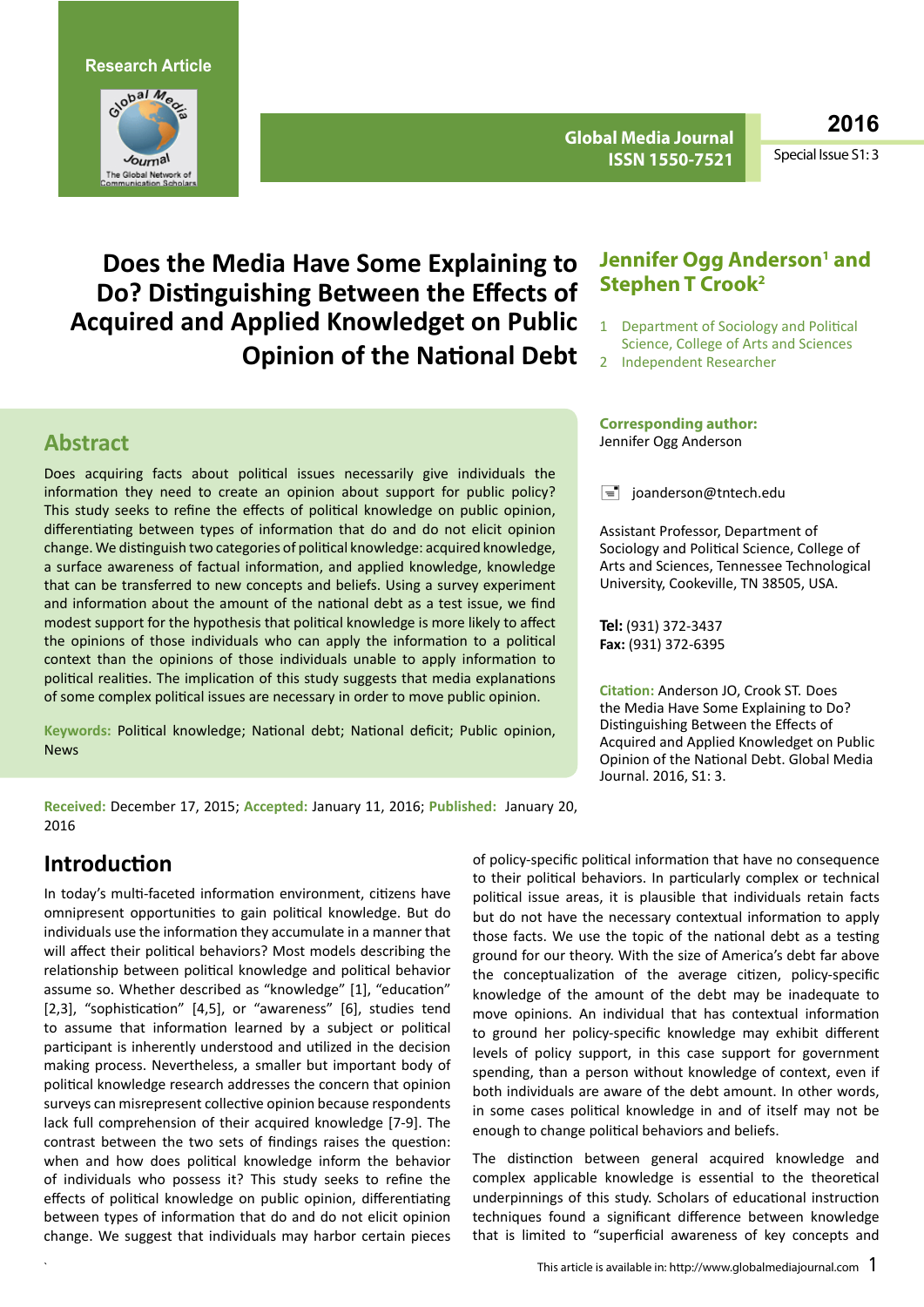Research Article

# Does the Media Have Some Explaining to Do? Distinguishing Between the Effects of Acquired and Applied Knowledget on Public Opinion of the National Debt

**Jennifer Ogg Anderson[1] and Stephen T Crook[2]**

1 Department of Sociology and Political Science, College of Arts and Sciences
2 Independent Researcher

**Corresponding author:**
Jennifer Ogg Anderson

joanderson@tntech.edu

Assistant Professor, Department of Sociology and Political Science, College of Arts and Sciences, Tennessee Technological University, Cookeville, TN 38505, USA.

**Tel:** (931) 372-3437
**Fax:** (931) 372-6395

**Citation:** Anderson JO, Crook ST. Does the Media Have Some Explaining to Do? Distinguishing Between the Effects of Acquired and Applied Knowledget on Public Opinion of the National Debt. Global Media Journal. 2016, S1: 3.

## Abstract

Does acquiring facts about political issues necessarily give individuals the information they need to create an opinion about support for public policy? This study seeks to refine the effects of political knowledge on public opinion, differentiating between types of information that do and do not elicit opinion change. We distinguish two categories of political knowledge: acquired knowledge, a surface awareness of factual information, and applied knowledge, knowledge that can be transferred to new concepts and beliefs. Using a survey experiment and information about the amount of the national debt as a test issue, we find modest support for the hypothesis that political knowledge is more likely to affect the opinions of those individuals who can apply the information to a political context than the opinions of those individuals unable to apply information to political realities. The implication of this study suggests that media explanations of some complex political issues are necessary in order to move public opinion.

**Keywords:** Political knowledge; National debt; National deficit; Public opinion, News

**Received:** December 17, 2015; **Accepted:** January 11, 2016; **Published:** January 20, 2016

## Introduction

In today's multi-faceted information environment, citizens have omnipresent opportunities to gain political knowledge. But do individuals use the information they accumulate in a manner that will affect their political behaviors? Most models describing the relationship between political knowledge and political behavior assume so. Whether described as "knowledge" [1], "education" [2,3], "sophistication" [4,5], or "awareness" [6], studies tend to assume that information learned by a subject or political participant is inherently understood and utilized in the decision making process. Nevertheless, a smaller but important body of political knowledge research addresses the concern that opinion surveys can misrepresent collective opinion because respondents lack full comprehension of their acquired knowledge [7-9]. The contrast between the two sets of findings raises the question: when and how does political knowledge inform the behavior of individuals who possess it? This study seeks to refine the effects of political knowledge on public opinion, differentiating between types of information that do and do not elicit opinion change. We suggest that individuals may harbor certain pieces of policy-specific political information that have no consequence to their political behaviors. In particularly complex or technical political issue areas, it is plausible that individuals retain facts but do not have the necessary contextual information to apply those facts. We use the topic of the national debt as a testing ground for our theory. With the size of America's debt far above the conceptualization of the average citizen, policy-specific knowledge of the amount of the debt may be inadequate to move opinions. An individual that has contextual information to ground her policy-specific knowledge may exhibit different levels of policy support, in this case support for government spending, than a person without knowledge of context, even if both individuals are aware of the debt amount. In other words, in some cases political knowledge in and of itself may not be enough to change political behaviors and beliefs.

The distinction between general acquired knowledge and complex applicable knowledge is essential to the theoretical underpinnings of this study. Scholars of educational instruction techniques found a significant difference between knowledge that is limited to "superficial awareness of key concepts and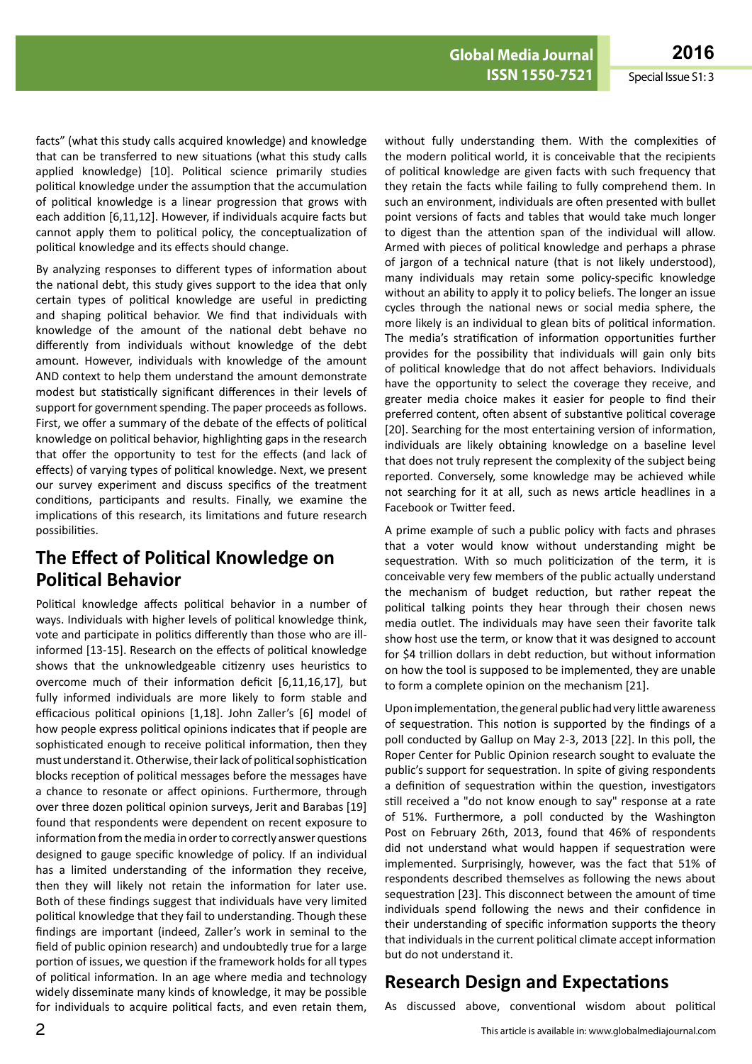facts" (what this study calls acquired knowledge) and knowledge that can be transferred to new situations (what this study calls applied knowledge) [10]. Political science primarily studies political knowledge under the assumption that the accumulation of political knowledge is a linear progression that grows with each addition [6,11,12]. However, if individuals acquire facts but cannot apply them to political policy, the conceptualization of political knowledge and its effects should change.

By analyzing responses to different types of information about the national debt, this study gives support to the idea that only certain types of political knowledge are useful in predicting and shaping political behavior. We find that individuals with knowledge of the amount of the national debt behave no differently from individuals without knowledge of the debt amount. However, individuals with knowledge of the amount AND context to help them understand the amount demonstrate modest but statistically significant differences in their levels of support for government spending. The paper proceeds as follows. First, we offer a summary of the debate of the effects of political knowledge on political behavior, highlighting gaps in the research that offer the opportunity to test for the effects (and lack of effects) of varying types of political knowledge. Next, we present our survey experiment and discuss specifics of the treatment conditions, participants and results. Finally, we examine the implications of this research, its limitations and future research possibilities.

## The Effect of Political Knowledge on Political Behavior

Political knowledge affects political behavior in a number of ways. Individuals with higher levels of political knowledge think, vote and participate in politics differently than those who are ill-informed [13-15]. Research on the effects of political knowledge shows that the unknowledgeable citizenry uses heuristics to overcome much of their information deficit [6,11,16,17], but fully informed individuals are more likely to form stable and efficacious political opinions [1,18]. John Zaller's [6] model of how people express political opinions indicates that if people are sophisticated enough to receive political information, then they must understand it. Otherwise, their lack of political sophistication blocks reception of political messages before the messages have a chance to resonate or affect opinions. Furthermore, through over three dozen political opinion surveys, Jerit and Barabas [19] found that respondents were dependent on recent exposure to information from the media in order to correctly answer questions designed to gauge specific knowledge of policy. If an individual has a limited understanding of the information they receive, then they will likely not retain the information for later use. Both of these findings suggest that individuals have very limited political knowledge that they fail to understanding. Though these findings are important (indeed, Zaller's work in seminal to the field of public opinion research) and undoubtedly true for a large portion of issues, we question if the framework holds for all types of political information. In an age where media and technology widely disseminate many kinds of knowledge, it may be possible for individuals to acquire political facts, and even retain them, without fully understanding them. With the complexities of the modern political world, it is conceivable that the recipients of political knowledge are given facts with such frequency that they retain the facts while failing to fully comprehend them. In such an environment, individuals are often presented with bullet point versions of facts and tables that would take much longer to digest than the attention span of the individual will allow. Armed with pieces of political knowledge and perhaps a phrase of jargon of a technical nature (that is not likely understood), many individuals may retain some policy-specific knowledge without an ability to apply it to policy beliefs. The longer an issue cycles through the national news or social media sphere, the more likely is an individual to glean bits of political information. The media's stratification of information opportunities further provides for the possibility that individuals will gain only bits of political knowledge that do not affect behaviors. Individuals have the opportunity to select the coverage they receive, and greater media choice makes it easier for people to find their preferred content, often absent of substantive political coverage [20]. Searching for the most entertaining version of information, individuals are likely obtaining knowledge on a baseline level that does not truly represent the complexity of the subject being reported. Conversely, some knowledge may be achieved while not searching for it at all, such as news article headlines in a Facebook or Twitter feed.

A prime example of such a public policy with facts and phrases that a voter would know without understanding might be sequestration. With so much politicization of the term, it is conceivable very few members of the public actually understand the mechanism of budget reduction, but rather repeat the political talking points they hear through their chosen news media outlet. The individuals may have seen their favorite talk show host use the term, or know that it was designed to account for $4 trillion dollars in debt reduction, but without information on how the tool is supposed to be implemented, they are unable to form a complete opinion on the mechanism [21].

Upon implementation, the general public had very little awareness of sequestration. This notion is supported by the findings of a poll conducted by Gallup on May 2-3, 2013 [22]. In this poll, the Roper Center for Public Opinion research sought to evaluate the public's support for sequestration. In spite of giving respondents a definition of sequestration within the question, investigators still received a "do not know enough to say" response at a rate of 51%. Furthermore, a poll conducted by the Washington Post on February 26th, 2013, found that 46% of respondents did not understand what would happen if sequestration were implemented. Surprisingly, however, was the fact that 51% of respondents described themselves as following the news about sequestration [23]. This disconnect between the amount of time individuals spend following the news and their confidence in their understanding of specific information supports the theory that individuals in the current political climate accept information but do not understand it.

## Research Design and Expectations

As discussed above, conventional wisdom about political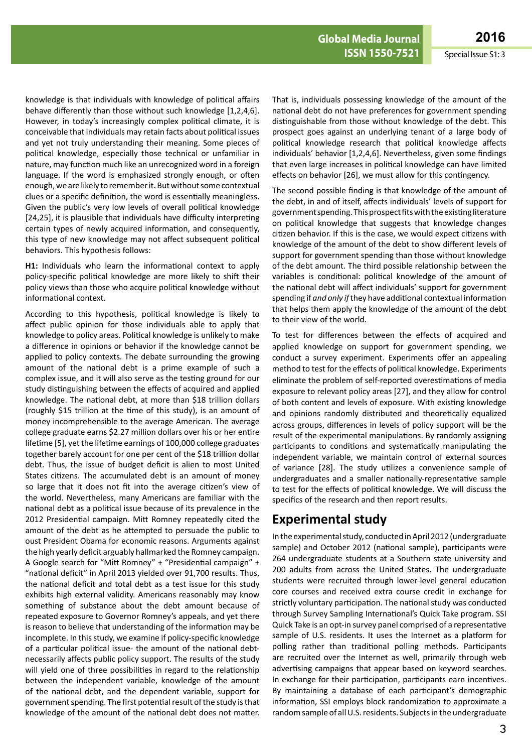knowledge is that individuals with knowledge of political affairs behave differently than those without such knowledge [1,2,4,6]. However, in today's increasingly complex political climate, it is conceivable that individuals may retain facts about political issues and yet not truly understanding their meaning. Some pieces of political knowledge, especially those technical or unfamiliar in nature, may function much like an unrecognized word in a foreign language. If the word is emphasized strongly enough, or often enough, we are likely to remember it. But without some contextual clues or a specific definition, the word is essentially meaningless. Given the public's very low levels of overall political knowledge [24,25], it is plausible that individuals have difficulty interpreting certain types of newly acquired information, and consequently, this type of new knowledge may not affect subsequent political behaviors. This hypothesis follows:

**H1:** Individuals who learn the informational context to apply policy-specific political knowledge are more likely to shift their policy views than those who acquire political knowledge without informational context.

According to this hypothesis, political knowledge is likely to affect public opinion for those individuals able to apply that knowledge to policy areas. Political knowledge is unlikely to make a difference in opinions or behavior if the knowledge cannot be applied to policy contexts. The debate surrounding the growing amount of the national debt is a prime example of such a complex issue, and it will also serve as the testing ground for our study distinguishing between the effects of acquired and applied knowledge. The national debt, at more than $18 trillion dollars (roughly $15 trillion at the time of this study), is an amount of money incomprehensible to the average American. The average college graduate earns $2.27 million dollars over his or her entire lifetime [5], yet the lifetime earnings of 100,000 college graduates together barely account for one per cent of the $18 trillion dollar debt. Thus, the issue of budget deficit is alien to most United States citizens. The accumulated debt is an amount of money so large that it does not fit into the average citizen's view of the world. Nevertheless, many Americans are familiar with the national debt as a political issue because of its prevalence in the 2012 Presidential campaign. Mitt Romney repeatedly cited the amount of the debt as he attempted to persuade the public to oust President Obama for economic reasons. Arguments against the high yearly deficit arguably hallmarked the Romney campaign. A Google search for "Mitt Romney" + "Presidential campaign" + "national deficit" in April 2013 yielded over 91,700 results. Thus, the national deficit and total debt as a test issue for this study exhibits high external validity. Americans reasonably may know something of substance about the debt amount because of repeated exposure to Governor Romney's appeals, and yet there is reason to believe that understanding of the information may be incomplete. In this study, we examine if policy-specific knowledge of a particular political issue- the amount of the national debt-necessarily affects public policy support. The results of the study will yield one of three possibilities in regard to the relationship between the independent variable, knowledge of the amount of the national debt, and the dependent variable, support for government spending. The first potential result of the study is that knowledge of the amount of the national debt does not matter. That is, individuals possessing knowledge of the amount of the national debt do not have preferences for government spending distinguishable from those without knowledge of the debt. This prospect goes against an underlying tenant of a large body of political knowledge research that political knowledge affects individuals' behavior [1,2,4,6]. Nevertheless, given some findings that even large increases in political knowledge can have limited effects on behavior [26], we must allow for this contingency.

The second possible finding is that knowledge of the amount of the debt, in and of itself, affects individuals' levels of support for government spending. This prospect fits with the existing literature on political knowledge that suggests that knowledge changes citizen behavior. If this is the case, we would expect citizens with knowledge of the amount of the debt to show different levels of support for government spending than those without knowledge of the debt amount. The third possible relationship between the variables is conditional: political knowledge of the amount of the national debt will affect individuals' support for government spending if *and only if* they have additional contextual information that helps them apply the knowledge of the amount of the debt to their view of the world.

To test for differences between the effects of acquired and applied knowledge on support for government spending, we conduct a survey experiment. Experiments offer an appealing method to test for the effects of political knowledge. Experiments eliminate the problem of self-reported overestimations of media exposure to relevant policy areas [27], and they allow for control of both content and levels of exposure. With existing knowledge and opinions randomly distributed and theoretically equalized across groups, differences in levels of policy support will be the result of the experimental manipulations. By randomly assigning participants to conditions and systematically manipulating the independent variable, we maintain control of external sources of variance [28]. The study utilizes a convenience sample of undergraduates and a smaller nationally-representative sample to test for the effects of political knowledge. We will discuss the specifics of the research and then report results.

## Experimental study

In the experimental study, conducted in April 2012 (undergraduate sample) and October 2012 (national sample), participants were 264 undergraduate students at a Southern state university and 200 adults from across the United States. The undergraduate students were recruited through lower-level general education core courses and received extra course credit in exchange for strictly voluntary participation. The national study was conducted through Survey Sampling International's Quick Take program. SSI Quick Take is an opt-in survey panel comprised of a representative sample of U.S. residents. It uses the Internet as a platform for polling rather than traditional polling methods. Participants are recruited over the Internet as well, primarily through web advertising campaigns that appear based on keyword searches. In exchange for their participation, participants earn incentives. By maintaining a database of each participant's demographic information, SSI employs block randomization to approximate a random sample of all U.S. residents. Subjects in the undergraduate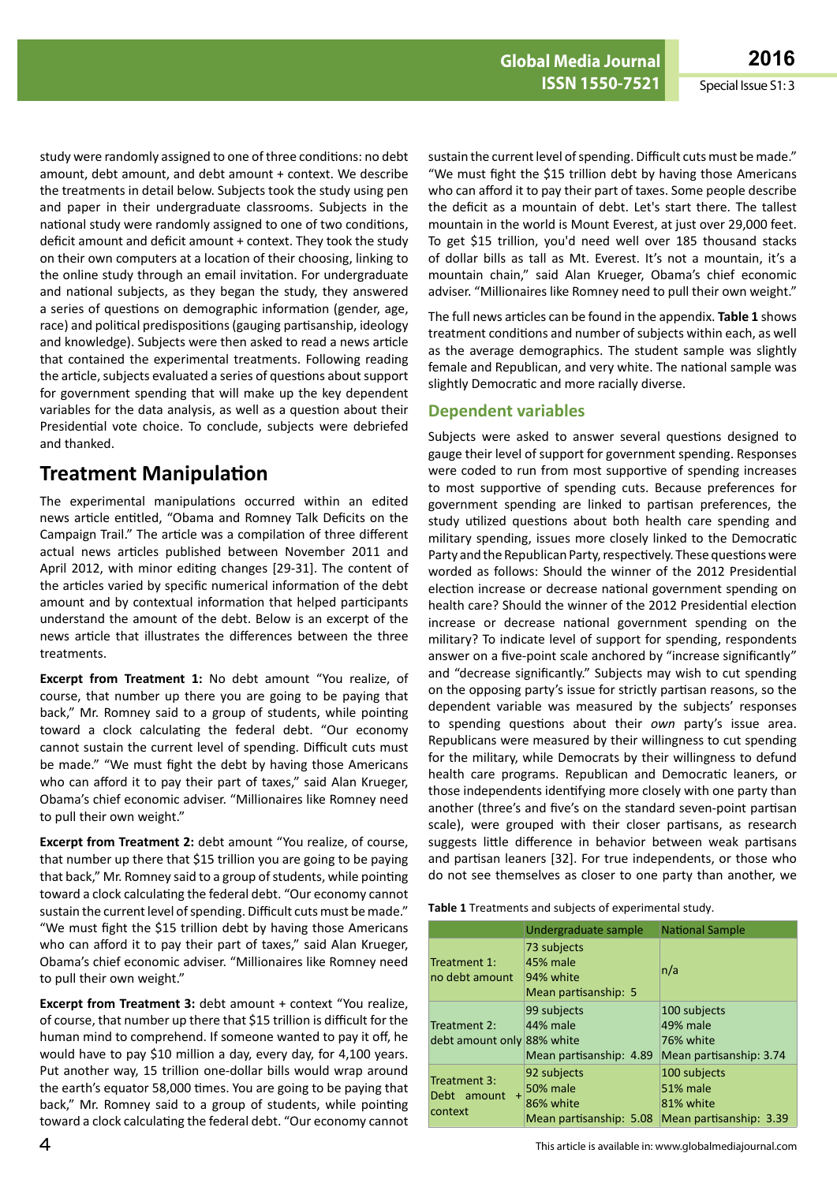study were randomly assigned to one of three conditions: no debt amount, debt amount, and debt amount + context. We describe the treatments in detail below. Subjects took the study using pen and paper in their undergraduate classrooms. Subjects in the national study were randomly assigned to one of two conditions, deficit amount and deficit amount + context. They took the study on their own computers at a location of their choosing, linking to the online study through an email invitation. For undergraduate and national subjects, as they began the study, they answered a series of questions on demographic information (gender, age, race) and political predispositions (gauging partisanship, ideology and knowledge). Subjects were then asked to read a news article that contained the experimental treatments. Following reading the article, subjects evaluated a series of questions about support for government spending that will make up the key dependent variables for the data analysis, as well as a question about their Presidential vote choice. To conclude, subjects were debriefed and thanked.

## Treatment Manipulation

The experimental manipulations occurred within an edited news article entitled, "Obama and Romney Talk Deficits on the Campaign Trail." The article was a compilation of three different actual news articles published between November 2011 and April 2012, with minor editing changes [29-31]. The content of the articles varied by specific numerical information of the debt amount and by contextual information that helped participants understand the amount of the debt. Below is an excerpt of the news article that illustrates the differences between the three treatments.

**Excerpt from Treatment 1:** No debt amount "You realize, of course, that number up there you are going to be paying that back," Mr. Romney said to a group of students, while pointing toward a clock calculating the federal debt. "Our economy cannot sustain the current level of spending. Difficult cuts must be made." "We must fight the debt by having those Americans who can afford it to pay their part of taxes," said Alan Krueger, Obama's chief economic adviser. "Millionaires like Romney need to pull their own weight."

**Excerpt from Treatment 2:** debt amount "You realize, of course, that number up there that $15 trillion you are going to be paying that back," Mr. Romney said to a group of students, while pointing toward a clock calculating the federal debt. "Our economy cannot sustain the current level of spending. Difficult cuts must be made." "We must fight the $15 trillion debt by having those Americans who can afford it to pay their part of taxes," said Alan Krueger, Obama's chief economic adviser. "Millionaires like Romney need to pull their own weight."

**Excerpt from Treatment 3:** debt amount + context "You realize, of course, that number up there that $15 trillion is difficult for the human mind to comprehend. If someone wanted to pay it off, he would have to pay $10 million a day, every day, for 4,100 years. Put another way, 15 trillion one-dollar bills would wrap around the earth's equator 58,000 times. You are going to be paying that back," Mr. Romney said to a group of students, while pointing toward a clock calculating the federal debt. "Our economy cannot sustain the current level of spending. Difficult cuts must be made." "We must fight the $15 trillion debt by having those Americans who can afford it to pay their part of taxes. Some people describe the deficit as a mountain of debt. Let's start there. The tallest mountain in the world is Mount Everest, at just over 29,000 feet. To get $15 trillion, you'd need well over 185 thousand stacks of dollar bills as tall as Mt. Everest. It's not a mountain, it's a mountain chain," said Alan Krueger, Obama's chief economic adviser. "Millionaires like Romney need to pull their own weight."

The full news articles can be found in the appendix. **Table 1** shows treatment conditions and number of subjects within each, as well as the average demographics. The student sample was slightly female and Republican, and very white. The national sample was slightly Democratic and more racially diverse.

### Dependent variables

Subjects were asked to answer several questions designed to gauge their level of support for government spending. Responses were coded to run from most supportive of spending increases to most supportive of spending cuts. Because preferences for government spending are linked to partisan preferences, the study utilized questions about both health care spending and military spending, issues more closely linked to the Democratic Party and the Republican Party, respectively. These questions were worded as follows: Should the winner of the 2012 Presidential election increase or decrease national government spending on health care? Should the winner of the 2012 Presidential election increase or decrease national government spending on the military? To indicate level of support for spending, respondents answer on a five-point scale anchored by "increase significantly" and "decrease significantly." Subjects may wish to cut spending on the opposing party's issue for strictly partisan reasons, so the dependent variable was measured by the subjects' responses to spending questions about their *own* party's issue area. Republicans were measured by their willingness to cut spending for the military, while Democrats by their willingness to defund health care programs. Republican and Democratic leaners, or those independents identifying more closely with one party than another (three's and five's on the standard seven-point partisan scale), were grouped with their closer partisans, as research suggests little difference in behavior between weak partisans and partisan leaners [32]. For true independents, or those who do not see themselves as closer to one party than another, we

**Table 1** Treatments and subjects of experimental study.

| | Undergraduate sample | National Sample |
|---|---|---|
| Treatment 1: no debt amount | 73 subjects<br>45% male<br>94% white<br>Mean partisanship: 5 | n/a |
| Treatment 2: debt amount only | 99 subjects<br>44% male<br>88% white<br>Mean partisanship: 4.89 | 100 subjects<br>49% male<br>76% white<br>Mean partisanship: 3.74 |
| Treatment 3: Debt amount + context | 92 subjects<br>50% male<br>86% white<br>Mean partisanship: 5.08 | 100 subjects<br>51% male<br>81% white<br>Mean partisanship: 3.39 |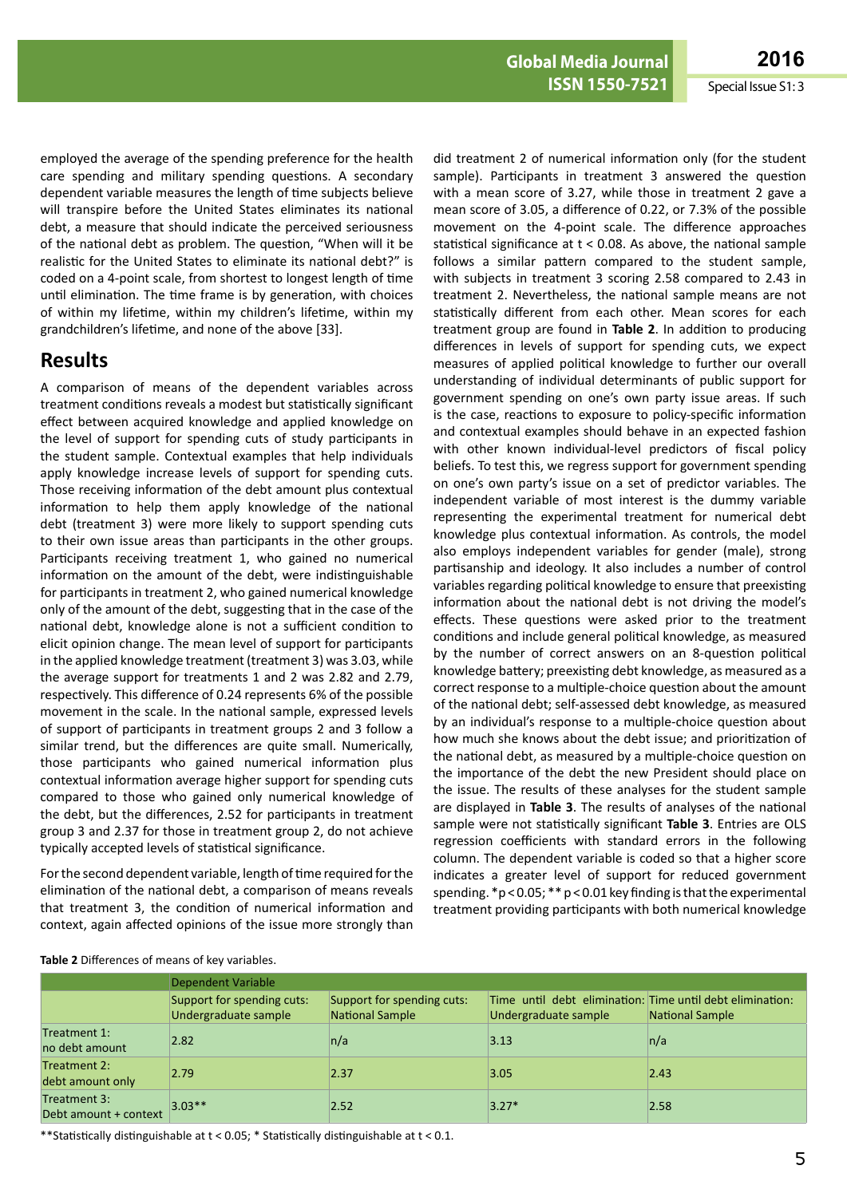employed the average of the spending preference for the health care spending and military spending questions. A secondary dependent variable measures the length of time subjects believe will transpire before the United States eliminates its national debt, a measure that should indicate the perceived seriousness of the national debt as problem. The question, "When will it be realistic for the United States to eliminate its national debt?" is coded on a 4-point scale, from shortest to longest length of time until elimination. The time frame is by generation, with choices of within my lifetime, within my children's lifetime, within my grandchildren's lifetime, and none of the above [33].

## Results

A comparison of means of the dependent variables across treatment conditions reveals a modest but statistically significant effect between acquired knowledge and applied knowledge on the level of support for spending cuts of study participants in the student sample. Contextual examples that help individuals apply knowledge increase levels of support for spending cuts. Those receiving information of the debt amount plus contextual information to help them apply knowledge of the national debt (treatment 3) were more likely to support spending cuts to their own issue areas than participants in the other groups. Participants receiving treatment 1, who gained no numerical information on the amount of the debt, were indistinguishable for participants in treatment 2, who gained numerical knowledge only of the amount of the debt, suggesting that in the case of the national debt, knowledge alone is not a sufficient condition to elicit opinion change. The mean level of support for participants in the applied knowledge treatment (treatment 3) was 3.03, while the average support for treatments 1 and 2 was 2.82 and 2.79, respectively. This difference of 0.24 represents 6% of the possible movement in the scale. In the national sample, expressed levels of support of participants in treatment groups 2 and 3 follow a similar trend, but the differences are quite small. Numerically, those participants who gained numerical information plus contextual information average higher support for spending cuts compared to those who gained only numerical knowledge of the debt, but the differences, 2.52 for participants in treatment group 3 and 2.37 for those in treatment group 2, do not achieve typically accepted levels of statistical significance.

For the second dependent variable, length of time required for the elimination of the national debt, a comparison of means reveals that treatment 3, the condition of numerical information and context, again affected opinions of the issue more strongly than did treatment 2 of numerical information only (for the student sample). Participants in treatment 3 answered the question with a mean score of 3.27, while those in treatment 2 gave a mean score of 3.05, a difference of 0.22, or 7.3% of the possible movement on the 4-point scale. The difference approaches statistical significance at $t < 0.08$. As above, the national sample follows a similar pattern compared to the student sample, with subjects in treatment 3 scoring 2.58 compared to 2.43 in treatment 2. Nevertheless, the national sample means are not statistically different from each other. Mean scores for each treatment group are found in **Table 2**. In addition to producing differences in levels of support for spending cuts, we expect measures of applied political knowledge to further our overall understanding of individual determinants of public support for government spending on one's own party issue areas. If such is the case, reactions to exposure to policy-specific information and contextual examples should behave in an expected fashion with other known individual-level predictors of fiscal policy beliefs. To test this, we regress support for government spending on one's own party's issue on a set of predictor variables. The independent variable of most interest is the dummy variable representing the experimental treatment for numerical debt knowledge plus contextual information. As controls, the model also employs independent variables for gender (male), strong partisanship and ideology. It also includes a number of control variables regarding political knowledge to ensure that preexisting information about the national debt is not driving the model's effects. These questions were asked prior to the treatment conditions and include general political knowledge, as measured by the number of correct answers on an 8-question political knowledge battery; preexisting debt knowledge, as measured as a correct response to a multiple-choice question about the amount of the national debt; self-assessed debt knowledge, as measured by an individual's response to a multiple-choice question about how much she knows about the debt issue; and prioritization of the national debt, as measured by a multiple-choice question on the importance of the debt the new President should place on the issue. The results of these analyses for the student sample are displayed in **Table 3**. The results of analyses of the national sample were not statistically significant **Table 3**. Entries are OLS regression coefficients with standard errors in the following column. The dependent variable is coded so that a higher score indicates a greater level of support for reduced government spending. $*p < 0.05$; $**p < 0.01$ key finding is that the experimental treatment providing participants with both numerical knowledge

**Table 2** Differences of means of key variables.

| | Dependent Variable | | | |
|---|---|---|---|---|
| | Support for spending cuts: Undergraduate sample | Support for spending cuts: National Sample | Time until debt elimination: Undergraduate sample | Time until debt elimination: National Sample |
| Treatment 1: no debt amount | 2.82 | n/a | 3.13 | n/a |
| Treatment 2: debt amount only | 2.79 | 2.37 | 3.05 | 2.43 |
| Treatment 3: Debt amount + context | 3.03** | 2.52 | 3.27* | 2.58 |

**Statistically distinguishable at $t < 0.05$; * Statistically distinguishable at $t < 0.1$.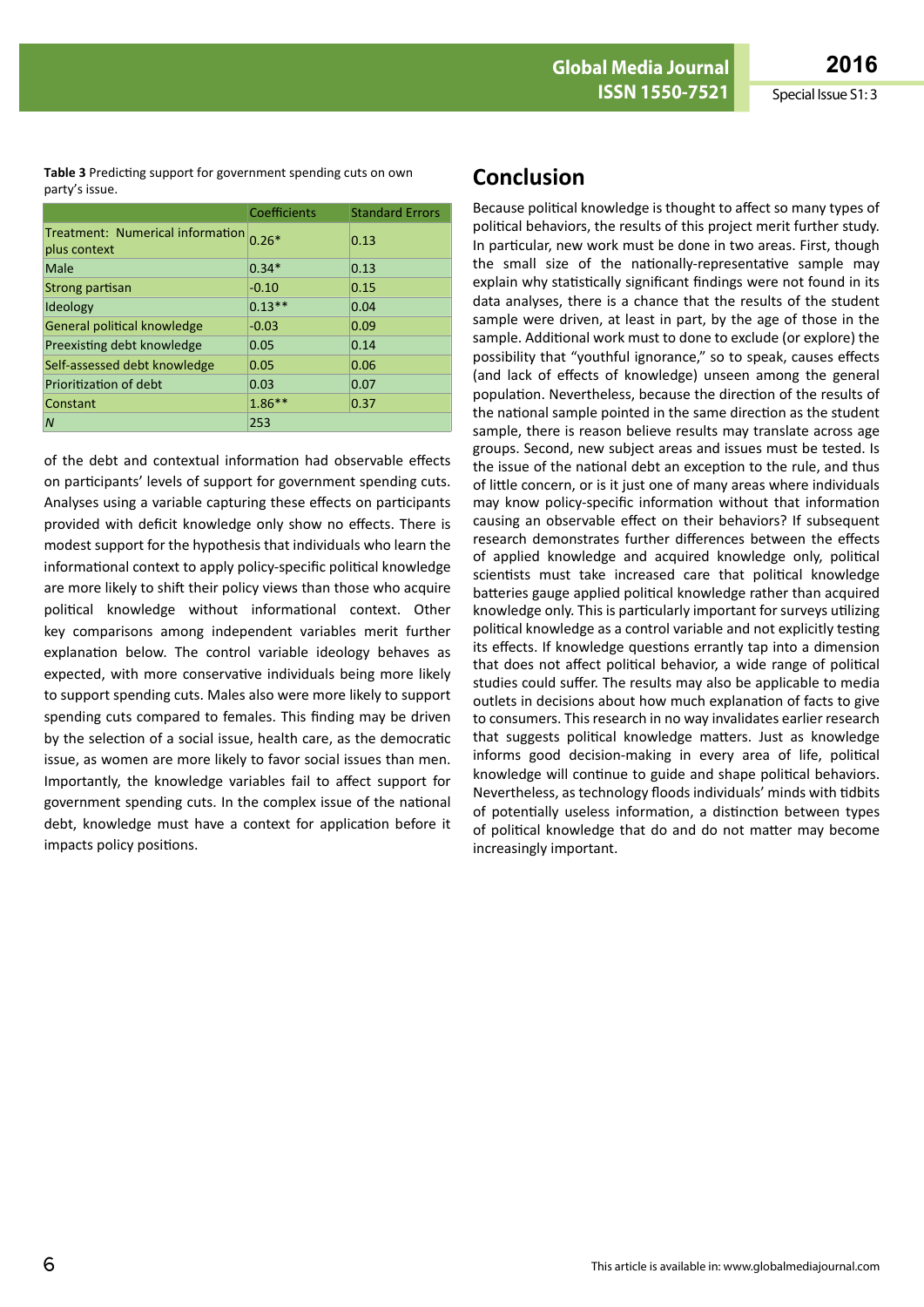**Table 3** Predicting support for government spending cuts on own party's issue.

| | Coefficients | Standard Errors |
|---|---|---|
| Treatment: Numerical information plus context | 0.26* | 0.13 |
| Male | 0.34* | 0.13 |
| Strong partisan | -0.10 | 0.15 |
| Ideology | 0.13** | 0.04 |
| General political knowledge | -0.03 | 0.09 |
| Preexisting debt knowledge | 0.05 | 0.14 |
| Self-assessed debt knowledge | 0.05 | 0.06 |
| Prioritization of debt | 0.03 | 0.07 |
| Constant | 1.86** | 0.37 |
| *N* | 253 | |

of the debt and contextual information had observable effects on participants' levels of support for government spending cuts. Analyses using a variable capturing these effects on participants provided with deficit knowledge only show no effects. There is modest support for the hypothesis that individuals who learn the informational context to apply policy-specific political knowledge are more likely to shift their policy views than those who acquire political knowledge without informational context. Other key comparisons among independent variables merit further explanation below. The control variable ideology behaves as expected, with more conservative individuals being more likely to support spending cuts. Males also were more likely to support spending cuts compared to females. This finding may be driven by the selection of a social issue, health care, as the democratic issue, as women are more likely to favor social issues than men. Importantly, the knowledge variables fail to affect support for government spending cuts. In the complex issue of the national debt, knowledge must have a context for application before it impacts policy positions.

## Conclusion

Because political knowledge is thought to affect so many types of political behaviors, the results of this project merit further study. In particular, new work must be done in two areas. First, though the small size of the nationally-representative sample may explain why statistically significant findings were not found in its data analyses, there is a chance that the results of the student sample were driven, at least in part, by the age of those in the sample. Additional work must to done to exclude (or explore) the possibility that "youthful ignorance," so to speak, causes effects (and lack of effects of knowledge) unseen among the general population. Nevertheless, because the direction of the results of the national sample pointed in the same direction as the student sample, there is reason believe results may translate across age groups. Second, new subject areas and issues must be tested. Is the issue of the national debt an exception to the rule, and thus of little concern, or is it just one of many areas where individuals may know policy-specific information without that information causing an observable effect on their behaviors? If subsequent research demonstrates further differences between the effects of applied knowledge and acquired knowledge only, political scientists must take increased care that political knowledge batteries gauge applied political knowledge rather than acquired knowledge only. This is particularly important for surveys utilizing political knowledge as a control variable and not explicitly testing its effects. If knowledge questions errantly tap into a dimension that does not affect political behavior, a wide range of political studies could suffer. The results may also be applicable to media outlets in decisions about how much explanation of facts to give to consumers. This research in no way invalidates earlier research that suggests political knowledge matters. Just as knowledge informs good decision-making in every area of life, political knowledge will continue to guide and shape political behaviors. Nevertheless, as technology floods individuals' minds with tidbits of potentially useless information, a distinction between types of political knowledge that do and do not matter may become increasingly important.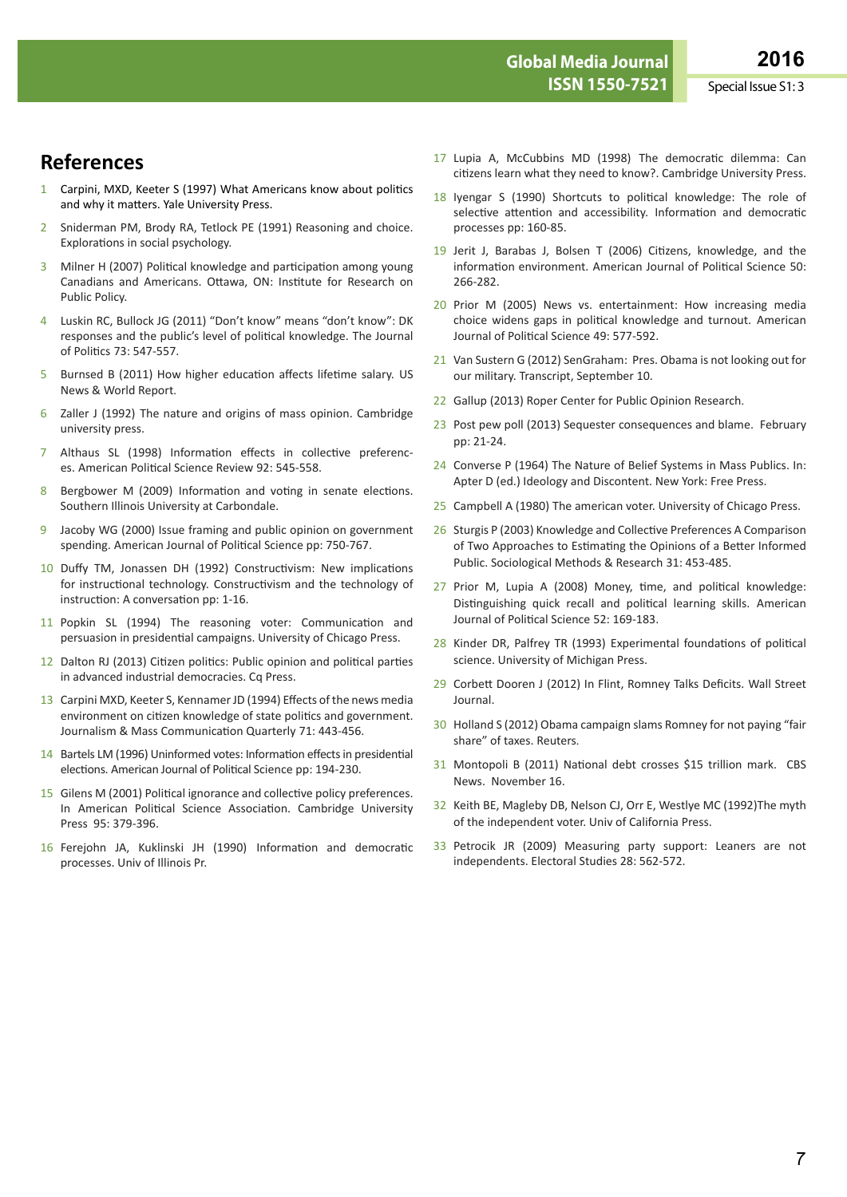## References

1. Carpini, MXD, Keeter S (1997) What Americans know about politics and why it matters. Yale University Press.
2. Sniderman PM, Brody RA, Tetlock PE (1991) Reasoning and choice. Explorations in social psychology.
3. Milner H (2007) Political knowledge and participation among young Canadians and Americans. Ottawa, ON: Institute for Research on Public Policy.
4. Luskin RC, Bullock JG (2011) "Don't know" means "don't know": DK responses and the public's level of political knowledge. The Journal of Politics 73: 547-557.
5. Burnsed B (2011) How higher education affects lifetime salary. US News & World Report.
6. Zaller J (1992) The nature and origins of mass opinion. Cambridge university press.
7. Althaus SL (1998) Information effects in collective preferences. American Political Science Review 92: 545-558.
8. Bergbower M (2009) Information and voting in senate elections. Southern Illinois University at Carbondale.
9. Jacoby WG (2000) Issue framing and public opinion on government spending. American Journal of Political Science pp: 750-767.
10. Duffy TM, Jonassen DH (1992) Constructivism: New implications for instructional technology. Constructivism and the technology of instruction: A conversation pp: 1-16.
11. Popkin SL (1994) The reasoning voter: Communication and persuasion in presidential campaigns. University of Chicago Press.
12. Dalton RJ (2013) Citizen politics: Public opinion and political parties in advanced industrial democracies. Cq Press.
13. Carpini MXD, Keeter S, Kennamer JD (1994) Effects of the news media environment on citizen knowledge of state politics and government. Journalism & Mass Communication Quarterly 71: 443-456.
14. Bartels LM (1996) Uninformed votes: Information effects in presidential elections. American Journal of Political Science pp: 194-230.
15. Gilens M (2001) Political ignorance and collective policy preferences. In American Political Science Association. Cambridge University Press 95: 379-396.
16. Ferejohn JA, Kuklinski JH (1990) Information and democratic processes. Univ of Illinois Pr.
17. Lupia A, McCubbins MD (1998) The democratic dilemma: Can citizens learn what they need to know?. Cambridge University Press.
18. Iyengar S (1990) Shortcuts to political knowledge: The role of selective attention and accessibility. Information and democratic processes pp: 160-85.
19. Jerit J, Barabas J, Bolsen T (2006) Citizens, knowledge, and the information environment. American Journal of Political Science 50: 266-282.
20. Prior M (2005) News vs. entertainment: How increasing media choice widens gaps in political knowledge and turnout. American Journal of Political Science 49: 577-592.
21. Van Sustern G (2012) SenGraham: Pres. Obama is not looking out for our military. Transcript, September 10.
22. Gallup (2013) Roper Center for Public Opinion Research.
23. Post pew poll (2013) Sequester consequences and blame. February pp: 21-24.
24. Converse P (1964) The Nature of Belief Systems in Mass Publics. In: Apter D (ed.) Ideology and Discontent. New York: Free Press.
25. Campbell A (1980) The american voter. University of Chicago Press.
26. Sturgis P (2003) Knowledge and Collective Preferences A Comparison of Two Approaches to Estimating the Opinions of a Better Informed Public. Sociological Methods & Research 31: 453-485.
27. Prior M, Lupia A (2008) Money, time, and political knowledge: Distinguishing quick recall and political learning skills. American Journal of Political Science 52: 169-183.
28. Kinder DR, Palfrey TR (1993) Experimental foundations of political science. University of Michigan Press.
29. Corbett Dooren J (2012) In Flint, Romney Talks Deficits. Wall Street Journal.
30. Holland S (2012) Obama campaign slams Romney for not paying "fair share" of taxes. Reuters.
31. Montopoli B (2011) National debt crosses $15 trillion mark. CBS News. November 16.
32. Keith BE, Magleby DB, Nelson CJ, Orr E, Westlye MC (1992)The myth of the independent voter. Univ of California Press.
33. Petrocik JR (2009) Measuring party support: Leaners are not independents. Electoral Studies 28: 562-572.